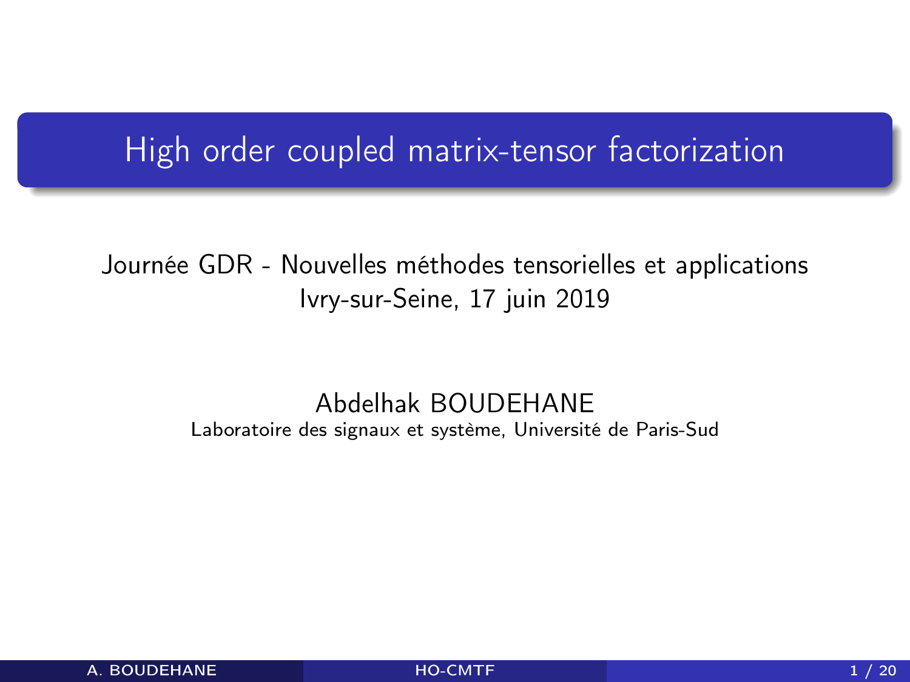# High order coupled matrix-tensor factorization

Journée GDR - Nouvelles méthodes tensorielles et applications
Ivry-sur-Seine, 17 juin 2019

Abdelhak BOUDEHANE
Laboratoire des signaux et système, Université de Paris-Sud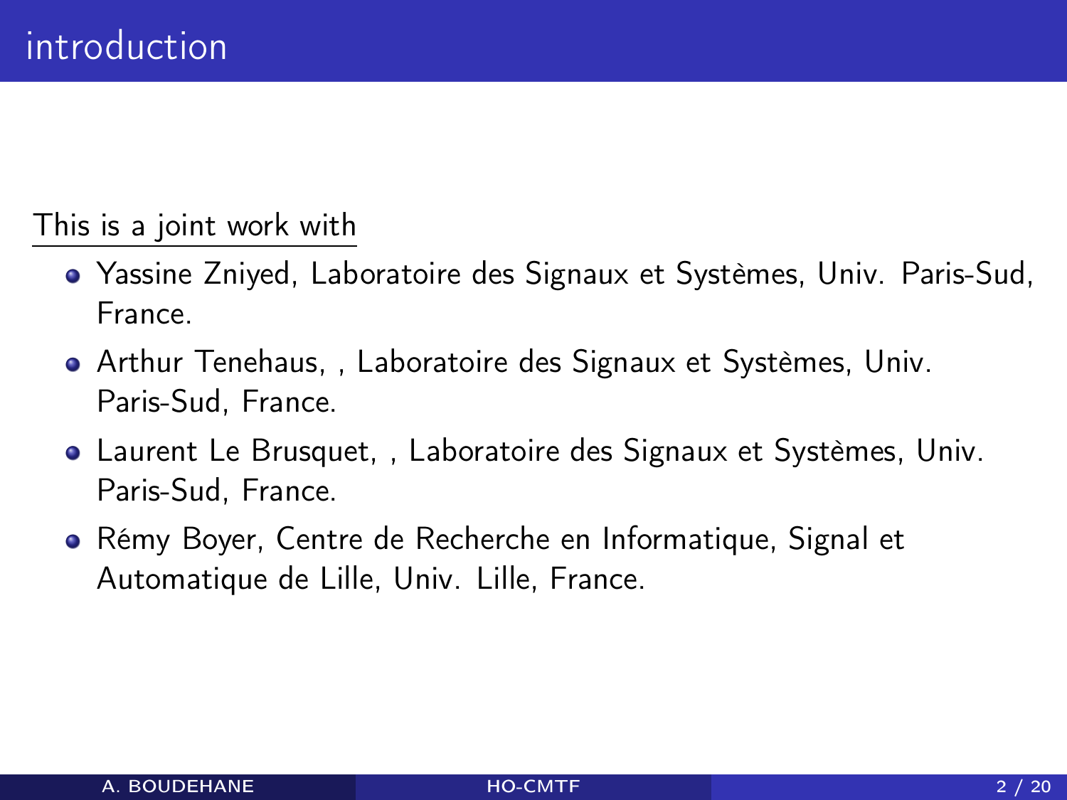# introduction

This is a joint work with

- Yassine Zniyed, Laboratoire des Signaux et Systèmes, Univ. Paris-Sud, France.
- Arthur Tenehaus, , Laboratoire des Signaux et Systèmes, Univ. Paris-Sud, France.
- Laurent Le Brusquet, , Laboratoire des Signaux et Systèmes, Univ. Paris-Sud, France.
- Rémy Boyer, Centre de Recherche en Informatique, Signal et Automatique de Lille, Univ. Lille, France.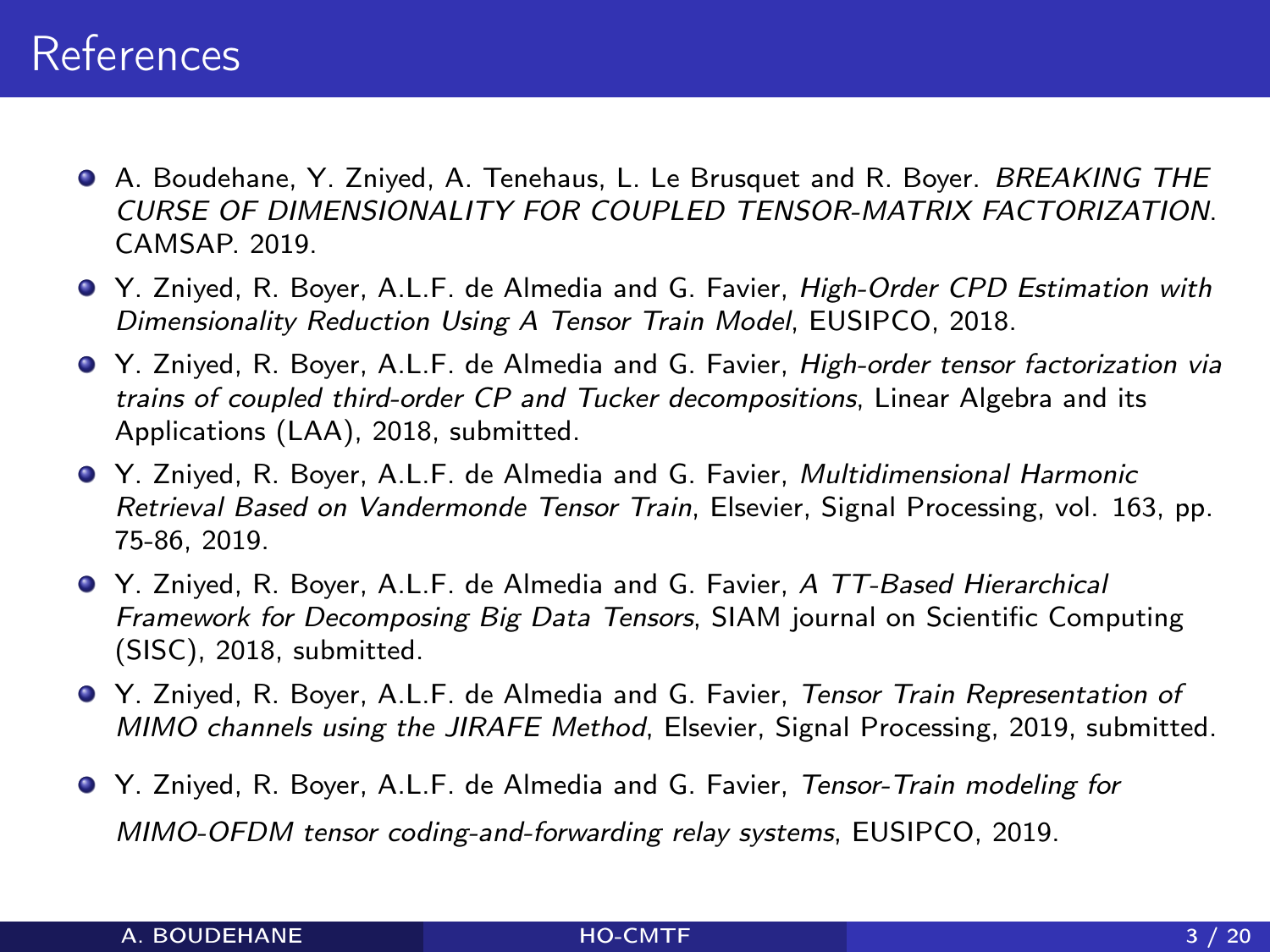# References

- A. Boudehane, Y. Zniyed, A. Tenehaus, L. Le Brusquet and R. Boyer. *BREAKING THE CURSE OF DIMENSIONALITY FOR COUPLED TENSOR-MATRIX FACTORIZATION*. CAMSAP. 2019.
- Y. Zniyed, R. Boyer, A.L.F. de Almedia and G. Favier, *High-Order CPD Estimation with Dimensionality Reduction Using A Tensor Train Model*, EUSIPCO, 2018.
- Y. Zniyed, R. Boyer, A.L.F. de Almedia and G. Favier, *High-order tensor factorization via trains of coupled third-order CP and Tucker decompositions*, Linear Algebra and its Applications (LAA), 2018, submitted.
- Y. Zniyed, R. Boyer, A.L.F. de Almedia and G. Favier, *Multidimensional Harmonic Retrieval Based on Vandermonde Tensor Train*, Elsevier, Signal Processing, vol. 163, pp. 75-86, 2019.
- Y. Zniyed, R. Boyer, A.L.F. de Almedia and G. Favier, *A TT-Based Hierarchical Framework for Decomposing Big Data Tensors*, SIAM journal on Scientific Computing (SISC), 2018, submitted.
- Y. Zniyed, R. Boyer, A.L.F. de Almedia and G. Favier, *Tensor Train Representation of MIMO channels using the JIRAFE Method*, Elsevier, Signal Processing, 2019, submitted.
- Y. Zniyed, R. Boyer, A.L.F. de Almedia and G. Favier, *Tensor-Train modeling for MIMO-OFDM tensor coding-and-forwarding relay systems*, EUSIPCO, 2019.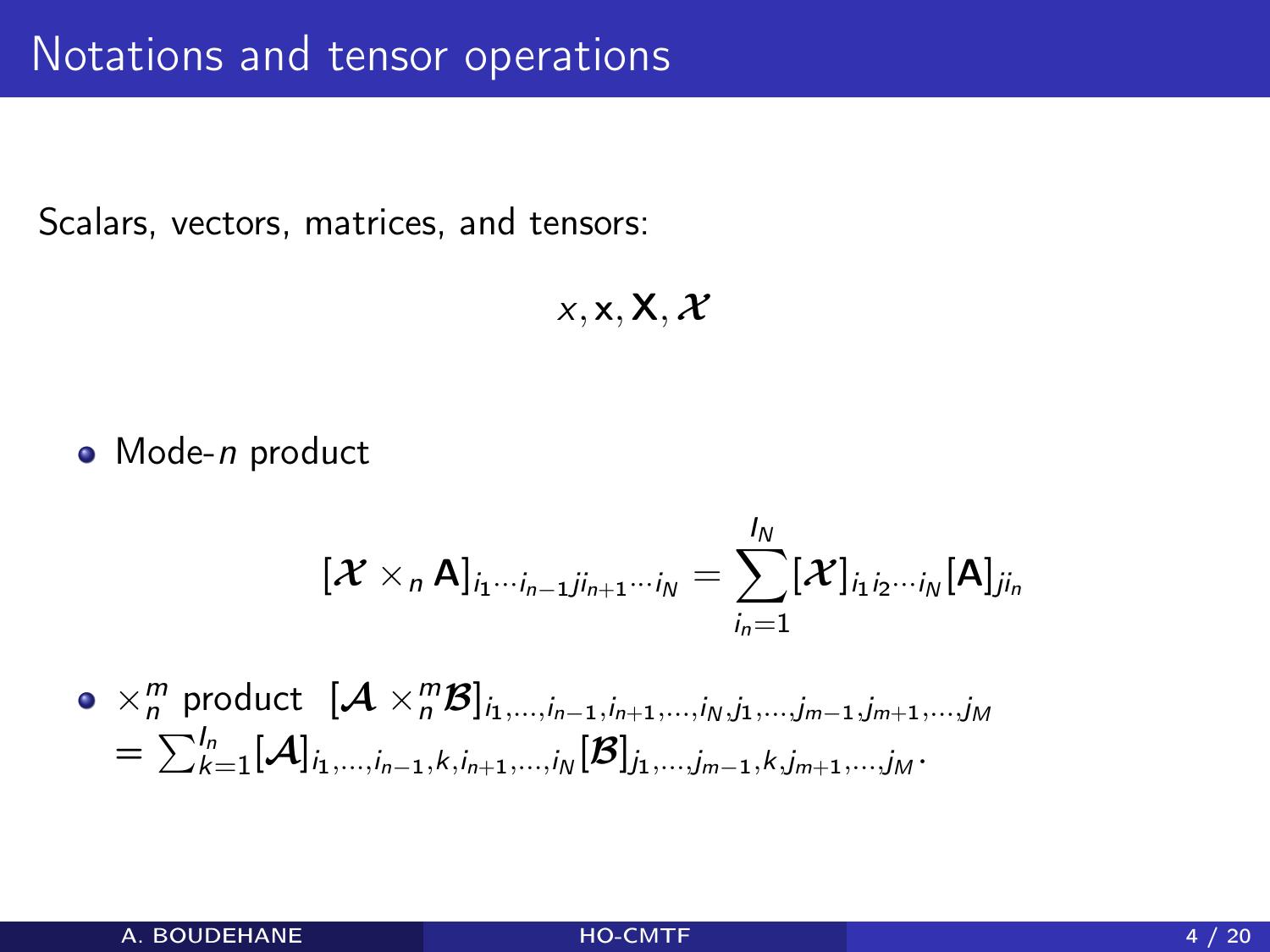# Notations and tensor operations

Scalars, vectors, matrices, and tensors:

$$x, \mathbf{x}, \mathbf{X}, \boldsymbol{\mathcal{X}}$$

- Mode-$n$ product

$$[\boldsymbol{\mathcal{X}} \times_n \mathbf{A}]_{i_1 \cdots i_{n-1} j i_{n+1} \cdots i_N} = \sum_{i_n=1}^{I_N} [\boldsymbol{\mathcal{X}}]_{i_1 i_2 \cdots i_N} [\mathbf{A}]_{j i_n}$$

- $\times_n^m$ product $[\boldsymbol{\mathcal{A}} \times_n^m \boldsymbol{\mathcal{B}}]_{i_1,\ldots,i_{n-1},i_{n+1},\ldots,i_N,j_1,\ldots,j_{m-1},j_{m+1},\ldots,j_M}$
$= \sum_{k=1}^{I_n} [\boldsymbol{\mathcal{A}}]_{i_1,\ldots,i_{n-1},k,i_{n+1},\ldots,i_N} [\boldsymbol{\mathcal{B}}]_{j_1,\ldots,j_{m-1},k,j_{m+1},\ldots,j_M}$.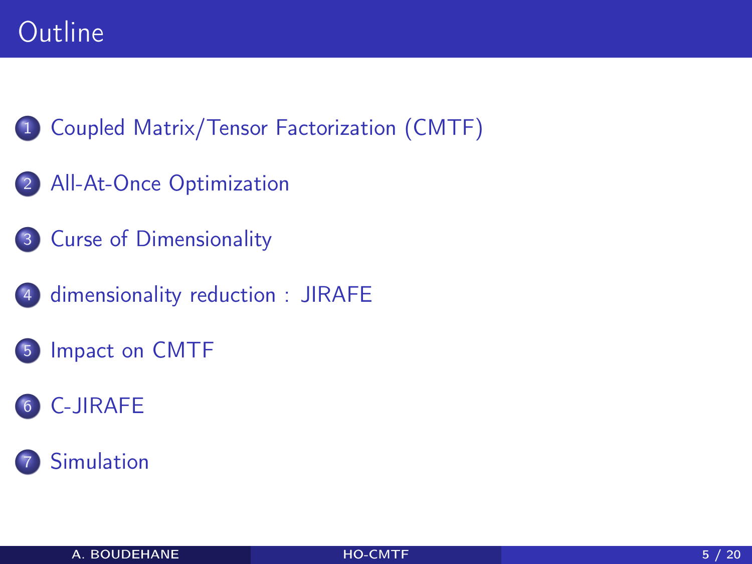# Outline

1. Coupled Matrix/Tensor Factorization (CMTF)
2. All-At-Once Optimization
3. Curse of Dimensionality
4. dimensionality reduction : JIRAFE
5. Impact on CMTF
6. C-JIRAFE
7. Simulation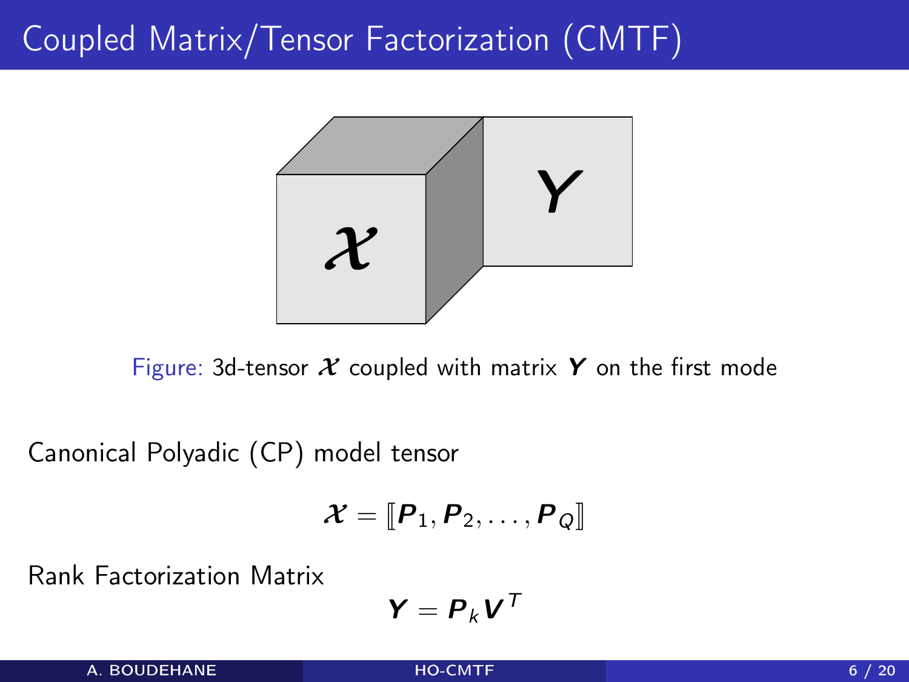# Coupled Matrix/Tensor Factorization (CMTF)

Figure: 3d-tensor $\boldsymbol{\mathcal{X}}$ coupled with matrix $\boldsymbol{Y}$ on the first mode

Canonical Polyadic (CP) model tensor

$$\boldsymbol{\mathcal{X}} = [\![\boldsymbol{P}_1, \boldsymbol{P}_2, \ldots, \boldsymbol{P}_Q]\!]$$

Rank Factorization Matrix

$$\boldsymbol{Y} = \boldsymbol{P}_k \boldsymbol{V}^T$$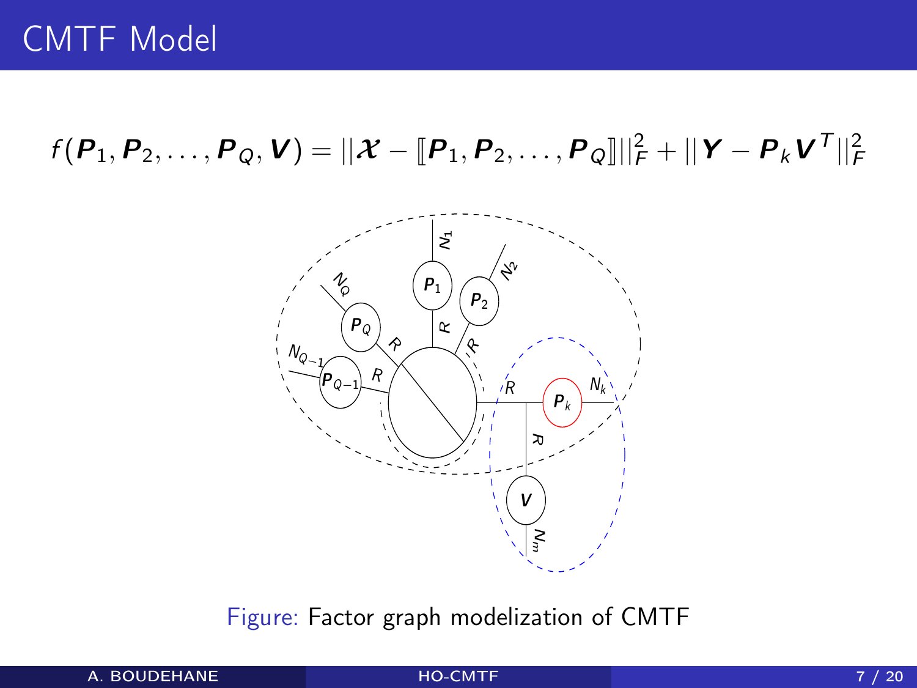# CMTF Model

$$f(\boldsymbol{P}_1, \boldsymbol{P}_2, \ldots, \boldsymbol{P}_Q, \boldsymbol{V}) = ||\boldsymbol{\mathcal{X}} - [\![\boldsymbol{P}_1, \boldsymbol{P}_2, \ldots, \boldsymbol{P}_Q]\!]||_F^2 + ||\boldsymbol{Y} - \boldsymbol{P}_k \boldsymbol{V}^T||_F^2$$

Figure: Factor graph modelization of CMTF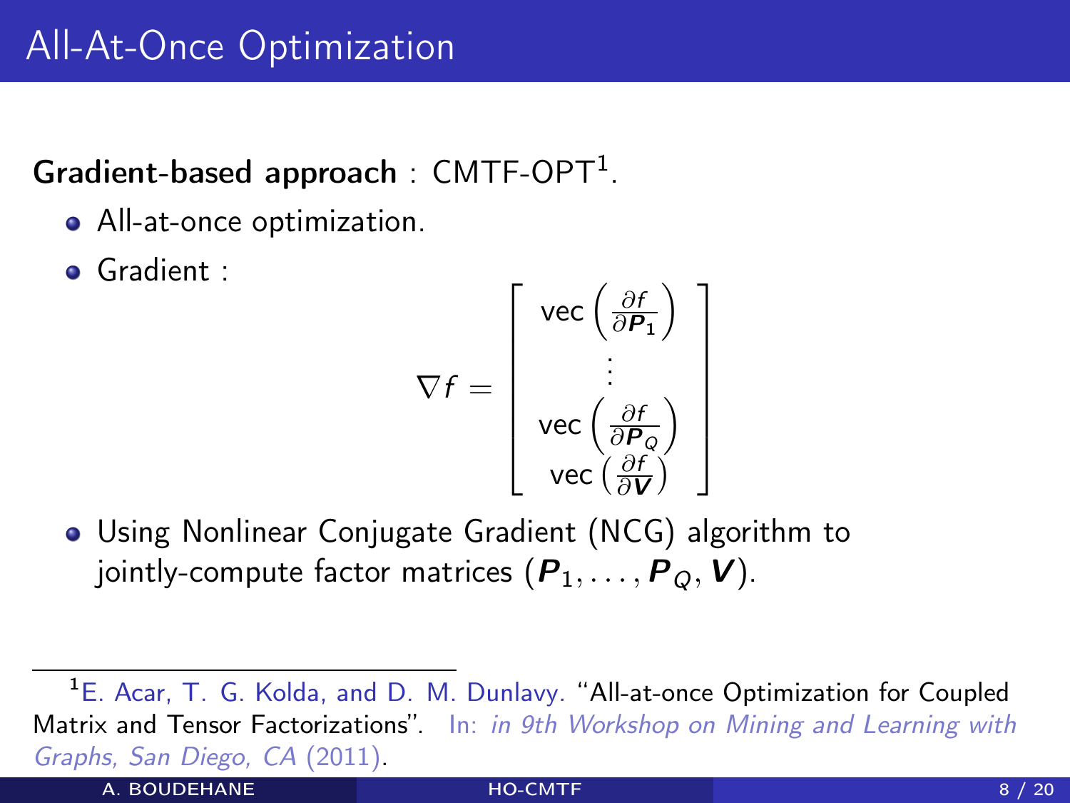# All-At-Once Optimization

**Gradient-based approach** : CMTF-OPT[1].

- All-at-once optimization.
- Gradient :

$$\nabla f = \begin{bmatrix} \text{vec}\left(\frac{\partial f}{\partial \boldsymbol{P_1}}\right) \\ \vdots \\ \text{vec}\left(\frac{\partial f}{\partial \boldsymbol{P}_Q}\right) \\ \text{vec}\left(\frac{\partial f}{\partial \boldsymbol{V}}\right) \end{bmatrix}$$

- Using Nonlinear Conjugate Gradient (NCG) algorithm to jointly-compute factor matrices $(\boldsymbol{P}_1, \ldots, \boldsymbol{P}_Q, \boldsymbol{V})$.

[1] E. Acar, T. G. Kolda, and D. M. Dunlavy. "All-at-once Optimization for Coupled Matrix and Tensor Factorizations". In: *in 9th Workshop on Mining and Learning with Graphs, San Diego, CA* (2011).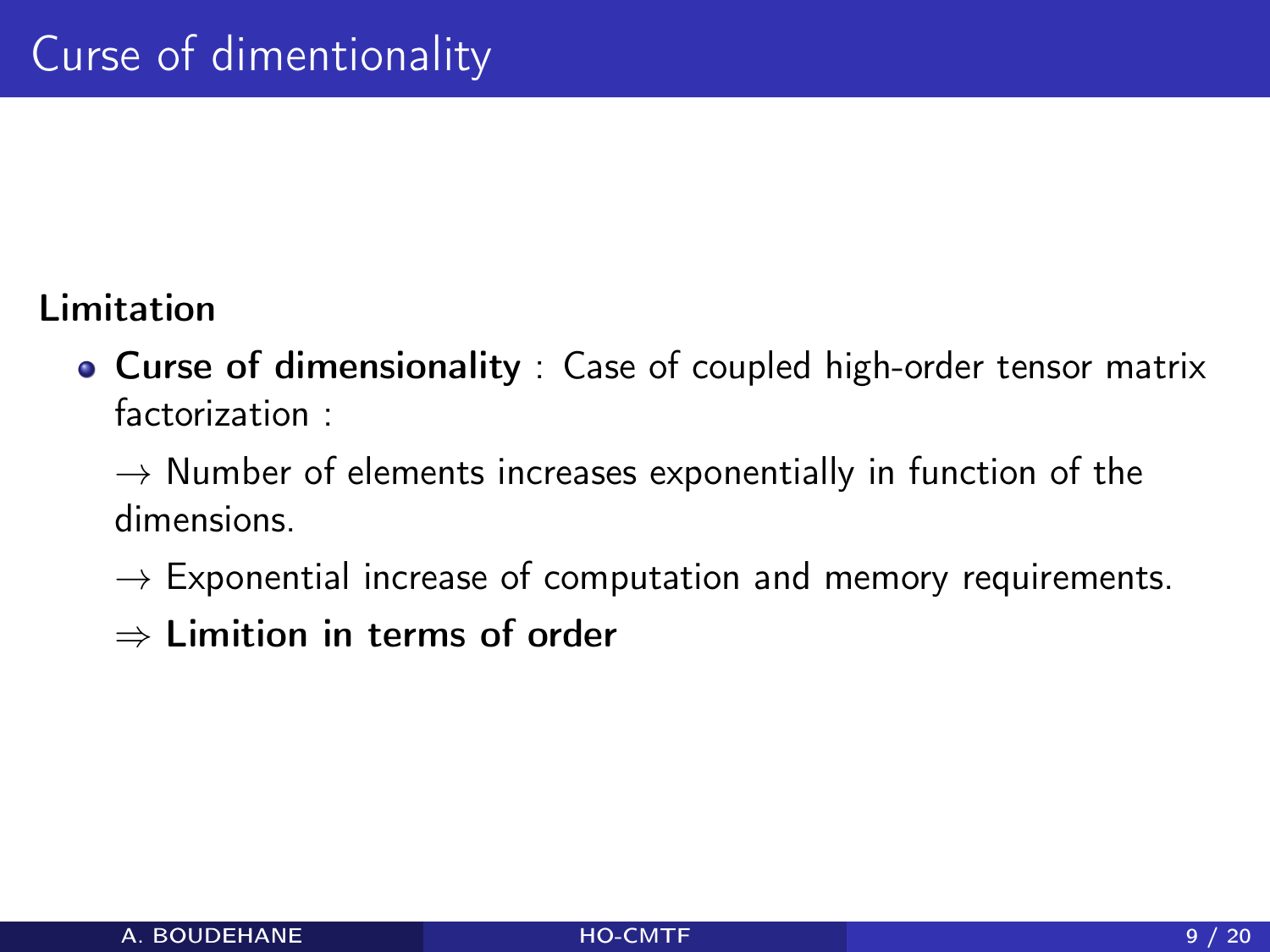# Curse of dimentionality

**Limitation**

- **Curse of dimensionality** : Case of coupled high-order tensor matrix factorization :

  $\rightarrow$ Number of elements increases exponentially in function of the dimensions.

  $\rightarrow$ Exponential increase of computation and memory requirements.

  $\Rightarrow$ **Limition in terms of order**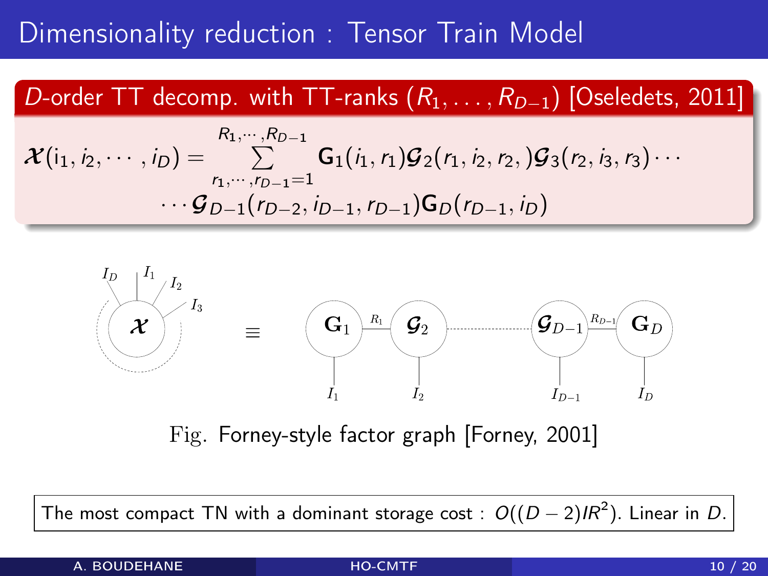# Dimensionality reduction : Tensor Train Model

**$D$-order TT decomp. with TT-ranks $(R_1, \ldots, R_{D-1})$ [Oseledets, 2011]**

$$
\mathcal{X}(i_1, i_2, \cdots, i_D) = \sum_{r_1, \cdots, r_{D-1}=1}^{R_1, \cdots, R_{D-1}} \mathbf{G}_1(i_1, r_1)\mathcal{G}_2(r_1, i_2, r_2,)\mathcal{G}_3(r_2, i_3, r_3) \cdots
\cdots \mathcal{G}_{D-1}(r_{D-2}, i_{D-1}, r_{D-1})\mathbf{G}_D(r_{D-1}, i_D)
$$

Fig. Forney-style factor graph [Forney, 2001]

The most compact TN with a dominant storage cost : $O((D-2)IR^2)$. Linear in $D$.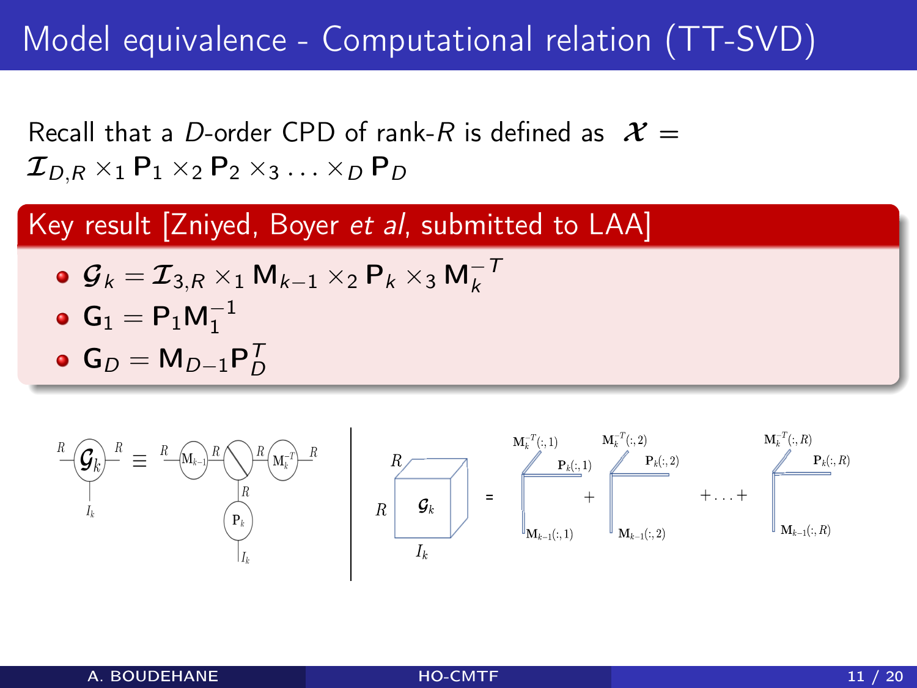# Model equivalence - Computational relation (TT-SVD)

Recall that a $D$-order CPD of rank-$R$ is defined as $\boldsymbol{\mathcal{X}} = \boldsymbol{\mathcal{I}}_{D,R} \times_1 \mathbf{P}_1 \times_2 \mathbf{P}_2 \times_3 \ldots \times_D \mathbf{P}_D$

## Key result [Zniyed, Boyer *et al*, submitted to LAA]

- $\boldsymbol{\mathcal{G}}_k = \boldsymbol{\mathcal{I}}_{3,R} \times_1 \mathbf{M}_{k-1} \times_2 \mathbf{P}_k \times_3 \mathbf{M}_k^{-T}$
- $\mathbf{G}_1 = \mathbf{P}_1 \mathbf{M}_1^{-1}$
- $\mathbf{G}_D = \mathbf{M}_{D-1} \mathbf{P}_D^T$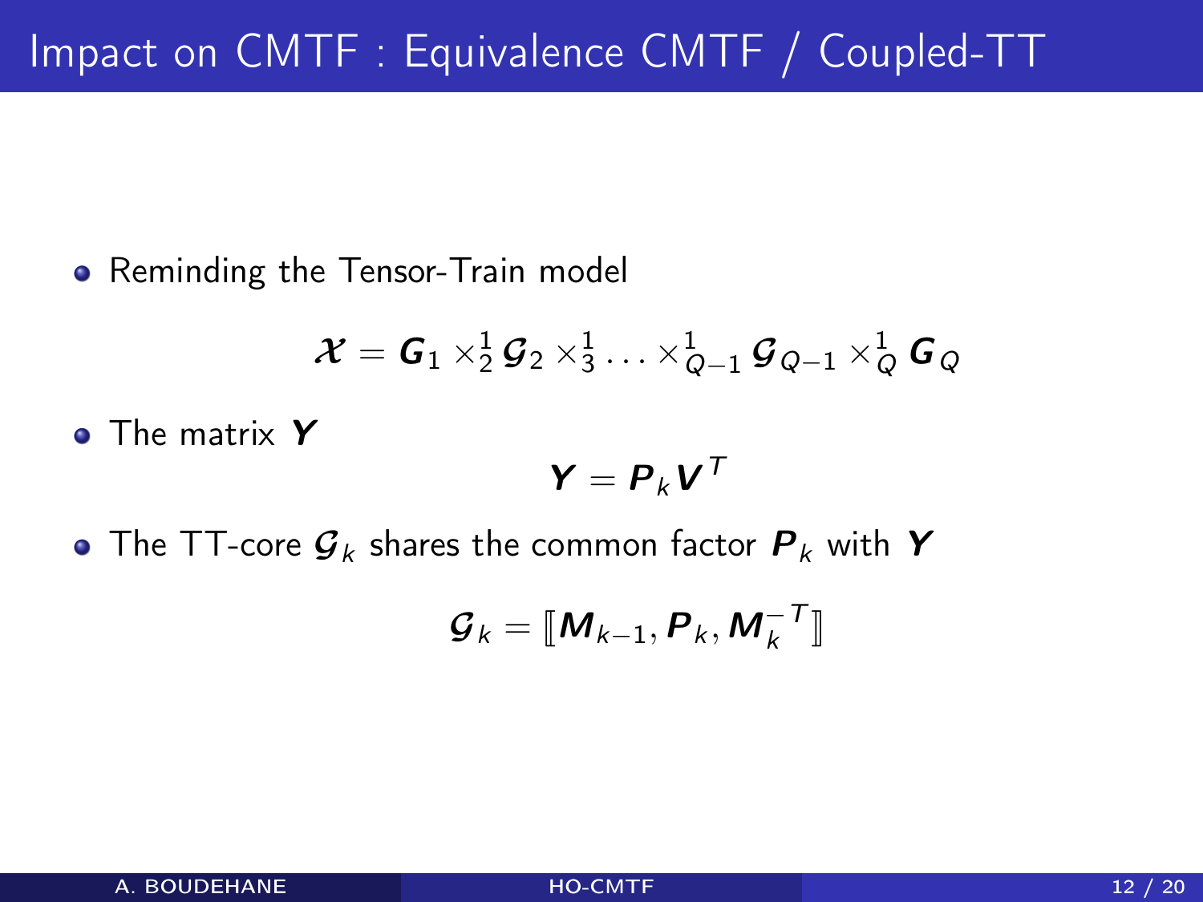# Impact on CMTF : Equivalence CMTF / Coupled-TT

- Reminding the Tensor-Train model

$$\boldsymbol{\mathcal{X}} = \boldsymbol{G}_1 \times_2^1 \boldsymbol{\mathcal{G}}_2 \times_3^1 \ldots \times_{Q-1}^1 \boldsymbol{\mathcal{G}}_{Q-1} \times_Q^1 \boldsymbol{G}_Q$$

- The matrix $\boldsymbol{Y}$

$$\boldsymbol{Y} = \boldsymbol{P}_k \boldsymbol{V}^T$$

- The TT-core $\boldsymbol{\mathcal{G}}_k$ shares the common factor $\boldsymbol{P}_k$ with $\boldsymbol{Y}$

$$\boldsymbol{\mathcal{G}}_k = [\![\boldsymbol{M}_{k-1}, \boldsymbol{P}_k, \boldsymbol{M}_k^{-T}]\!]$$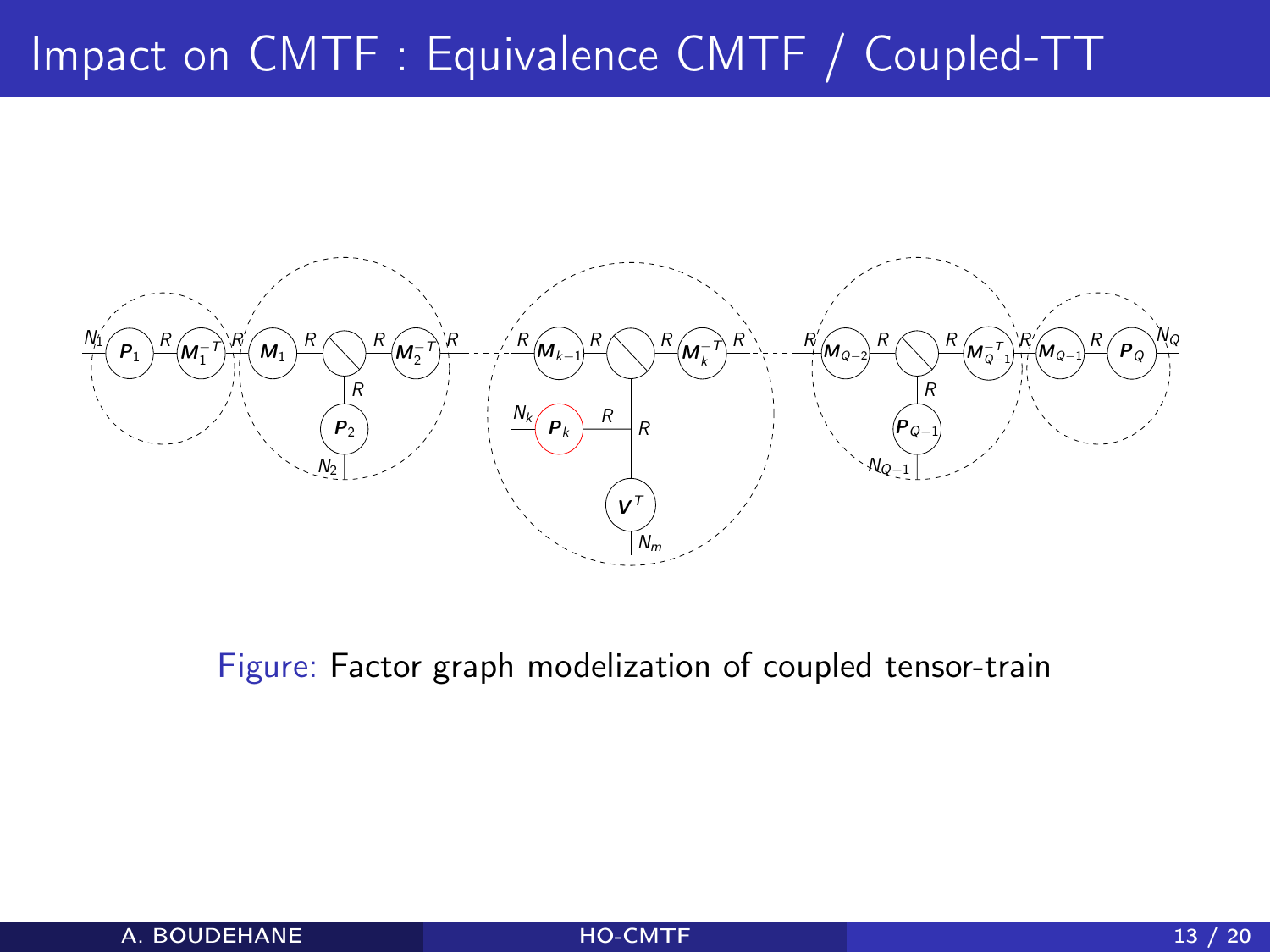# Impact on CMTF : Equivalence CMTF / Coupled-TT

Figure: Factor graph modelization of coupled tensor-train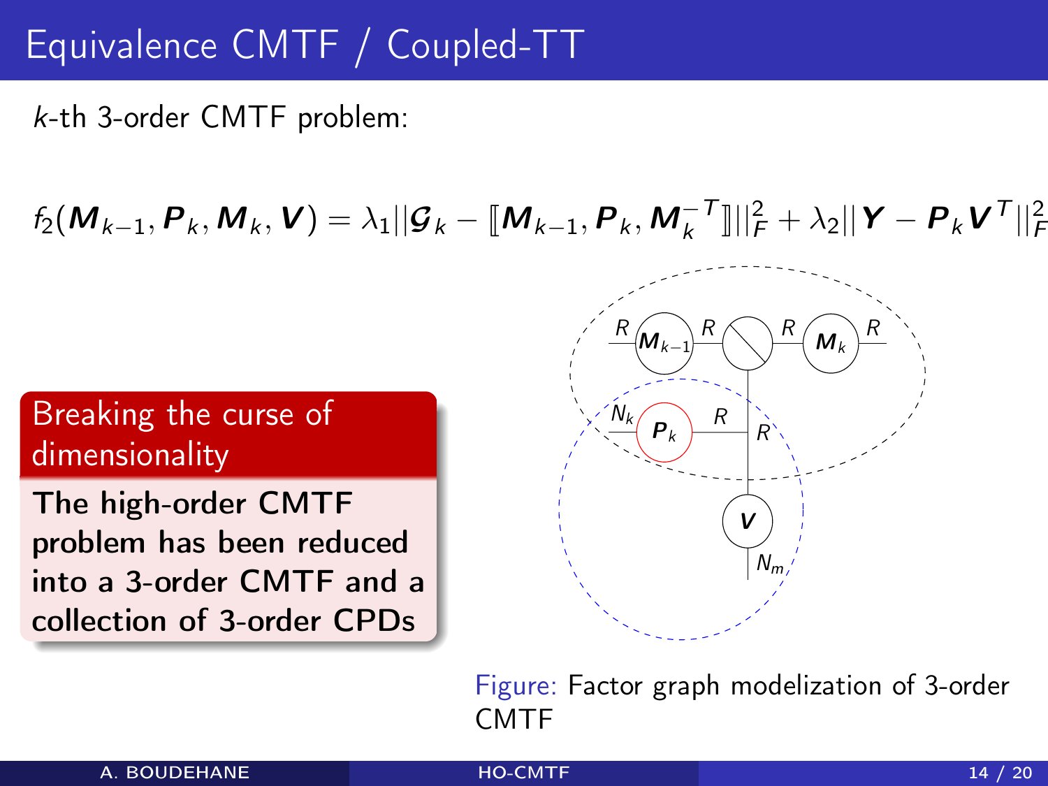# Equivalence CMTF / Coupled-TT

$k$-th 3-order CMTF problem:

$$f_2(\boldsymbol{M}_{k-1}, \boldsymbol{P}_k, \boldsymbol{M}_k, \boldsymbol{V}) = \lambda_1 ||\boldsymbol{\mathcal{G}}_k - [\![\boldsymbol{M}_{k-1}, \boldsymbol{P}_k, \boldsymbol{M}_k^{-T}]\!]||_F^2 + \lambda_2 ||\boldsymbol{Y} - \boldsymbol{P}_k \boldsymbol{V}^T||_F^2$$

**Breaking the curse of dimensionality**

**The high-order CMTF problem has been reduced into a 3-order CMTF and a collection of 3-order CPDs**

Figure: Factor graph modelization of 3-order CMTF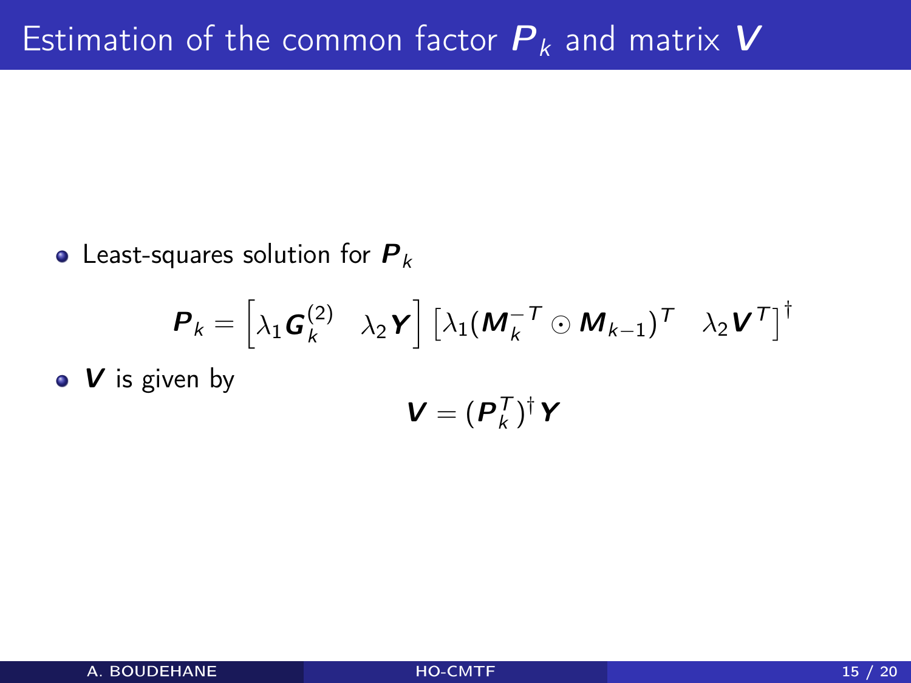# Estimation of the common factor $\boldsymbol{P}_k$ and matrix $\boldsymbol{V}$

- Least-squares solution for $\boldsymbol{P}_k$

$$\boldsymbol{P}_k = \begin{bmatrix} \lambda_1 \boldsymbol{G}_k^{(2)} & \lambda_2 \boldsymbol{Y} \end{bmatrix} \begin{bmatrix} \lambda_1 (\boldsymbol{M}_k^{-T} \odot \boldsymbol{M}_{k-1})^T & \lambda_2 \boldsymbol{V}^T \end{bmatrix}^{\dagger}$$

- $\boldsymbol{V}$ is given by

$$\boldsymbol{V} = (\boldsymbol{P}_k^T)^{\dagger} \boldsymbol{Y}$$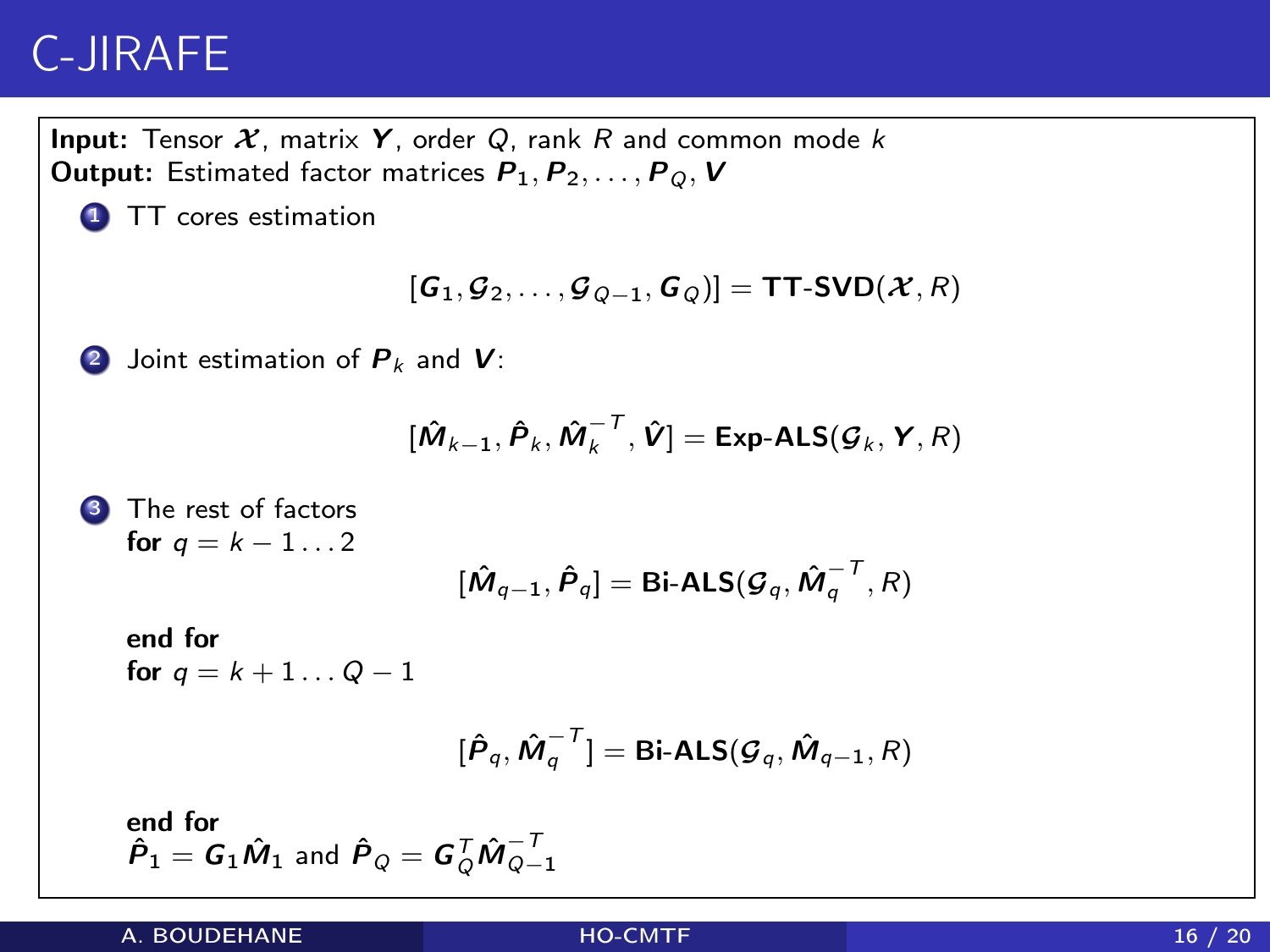# C-JIRAFE

**Input:** Tensor $\boldsymbol{\mathcal{X}}$, matrix $\boldsymbol{Y}$, order $Q$, rank $R$ and common mode $k$
**Output:** Estimated factor matrices $\boldsymbol{P}_1, \boldsymbol{P}_2, \ldots, \boldsymbol{P}_Q, \boldsymbol{V}$

1. TT cores estimation

$$[\boldsymbol{G}_1, \boldsymbol{\mathcal{G}}_2, \ldots, \boldsymbol{\mathcal{G}}_{Q-1}, \boldsymbol{G}_Q)] = \textbf{TT-SVD}(\boldsymbol{\mathcal{X}}, R)$$

2. Joint estimation of $\boldsymbol{P}_k$ and $\boldsymbol{V}$:

$$[\hat{\boldsymbol{M}}_{k-1}, \hat{\boldsymbol{P}}_k, \hat{\boldsymbol{M}}_k^{-T}, \hat{\boldsymbol{V}}] = \textbf{Exp-ALS}(\boldsymbol{\mathcal{G}}_k, \boldsymbol{Y}, R)$$

3. The rest of factors
   **for** $q = k-1 \ldots 2$

$$[\hat{\boldsymbol{M}}_{q-1}, \hat{\boldsymbol{P}}_q] = \textbf{Bi-ALS}(\boldsymbol{\mathcal{G}}_q, \hat{\boldsymbol{M}}_q^{-T}, R)$$

   **end for**
   **for** $q = k+1 \ldots Q-1$

$$[\hat{\boldsymbol{P}}_q, \hat{\boldsymbol{M}}_q^{-T}] = \textbf{Bi-ALS}(\boldsymbol{\mathcal{G}}_q, \hat{\boldsymbol{M}}_{q-1}, R)$$

   **end for**
   $\hat{\boldsymbol{P}}_1 = \boldsymbol{G}_1 \hat{\boldsymbol{M}}_1$ and $\hat{\boldsymbol{P}}_Q = \boldsymbol{G}_Q^T \hat{\boldsymbol{M}}_{Q-1}^{-T}$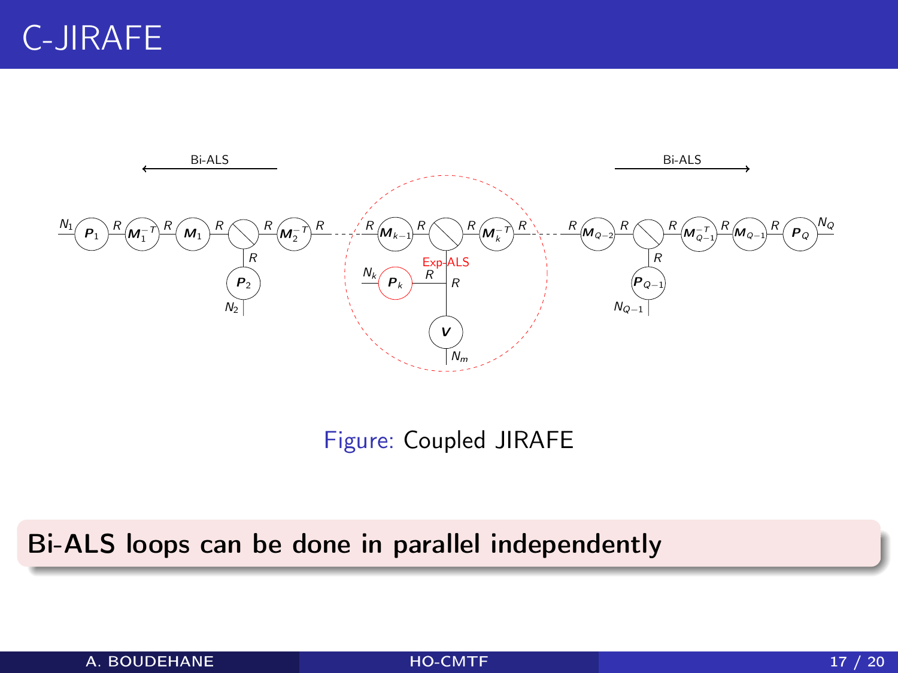# C-JIRAFE

Figure: Coupled JIRAFE

**Bi-ALS loops can be done in parallel independently**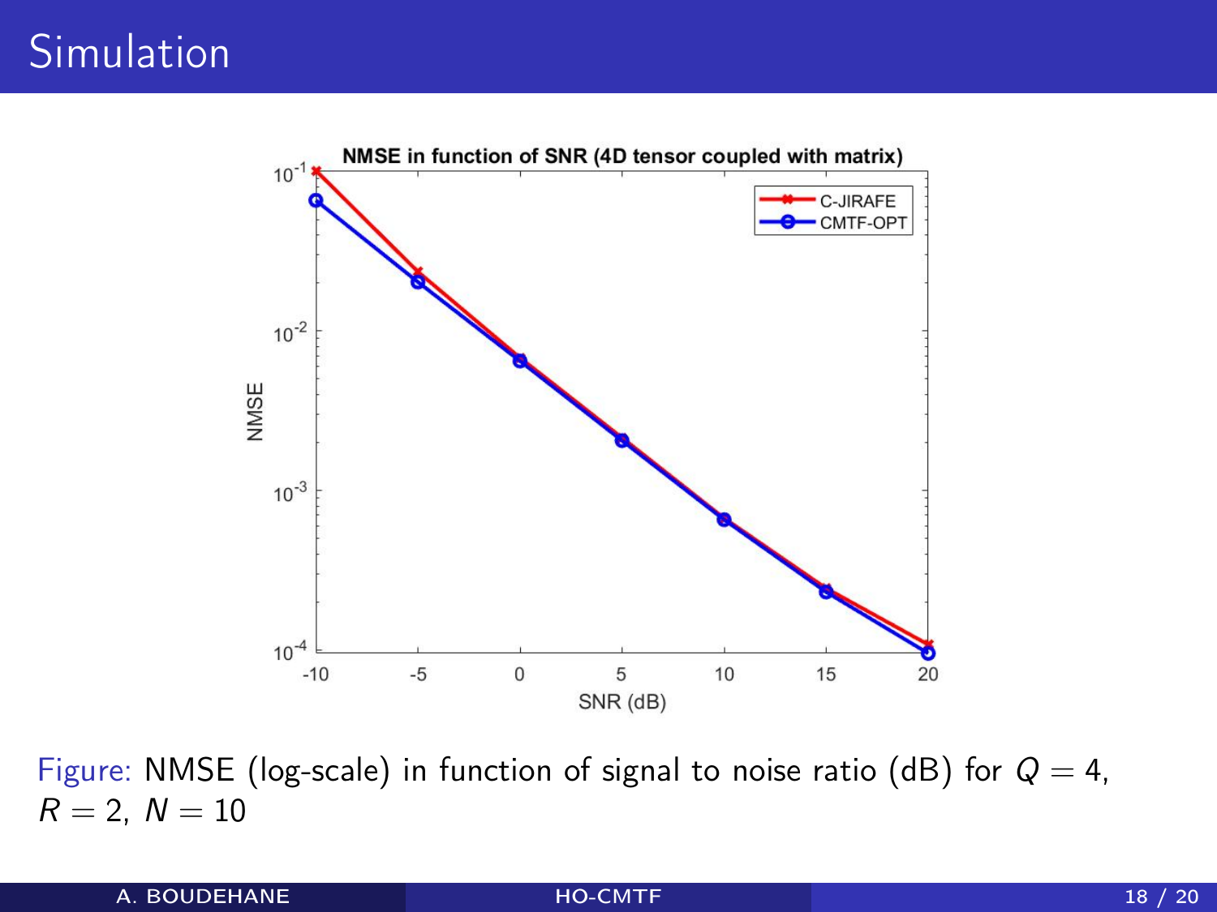# Simulation

Figure: NMSE (log-scale) in function of signal to noise ratio (dB) for $Q = 4$, $R = 2$, $N = 10$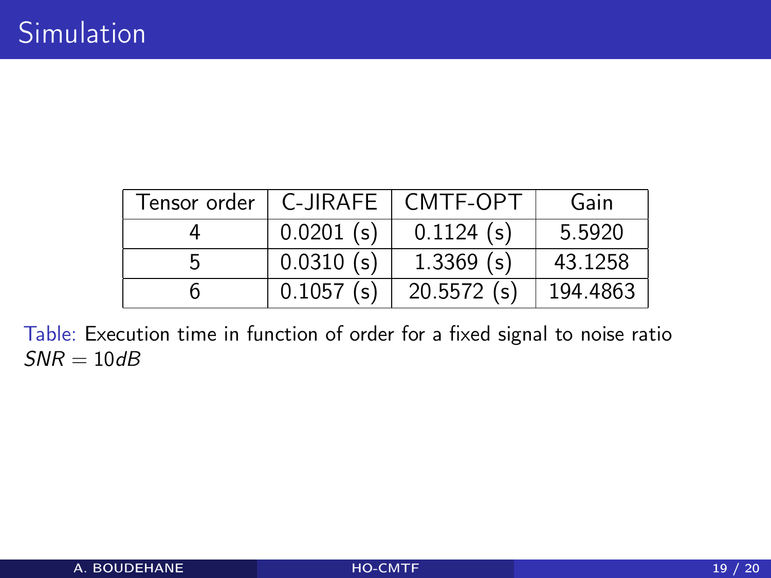# Simulation

| Tensor order | C-JIRAFE | CMTF-OPT | Gain |
|---|---|---|---|
| 4 | 0.0201 (s) | 0.1124 (s) | 5.5920 |
| 5 | 0.0310 (s) | 1.3369 (s) | 43.1258 |
| 6 | 0.1057 (s) | 20.5572 (s) | 194.4863 |

Table: Execution time in function of order for a fixed signal to noise ratio $SNR = 10dB$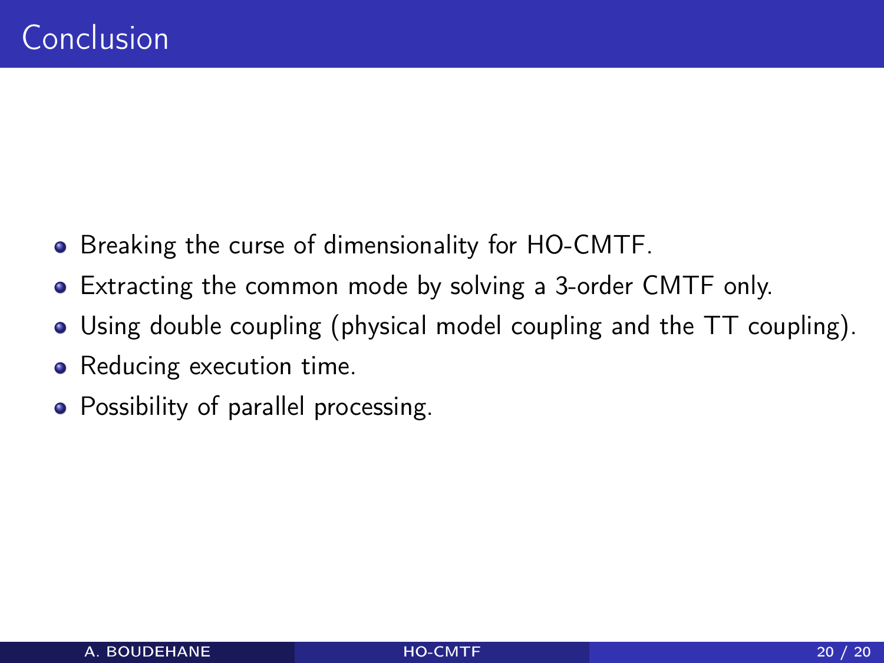# Conclusion

- Breaking the curse of dimensionality for HO-CMTF.
- Extracting the common mode by solving a 3-order CMTF only.
- Using double coupling (physical model coupling and the TT coupling).
- Reducing execution time.
- Possibility of parallel processing.